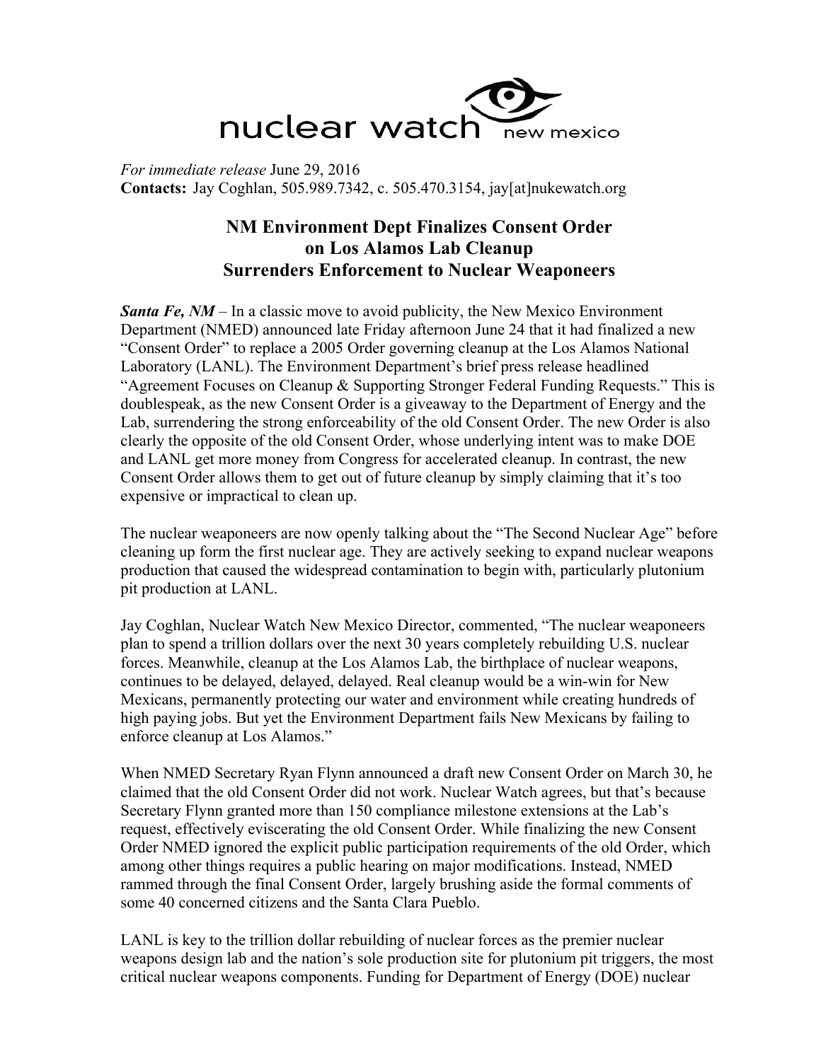nuclear watch new mexico

*For immediate release* June 29, 2016
**Contacts:** Jay Coghlan, 505.989.7342, c. 505.470.3154, jay[at]nukewatch.org

# NM Environment Dept Finalizes Consent Order on Los Alamos Lab Cleanup Surrenders Enforcement to Nuclear Weaponeers

***Santa Fe, NM*** – In a classic move to avoid publicity, the New Mexico Environment Department (NMED) announced late Friday afternoon June 24 that it had finalized a new "Consent Order" to replace a 2005 Order governing cleanup at the Los Alamos National Laboratory (LANL). The Environment Department's brief press release headlined "Agreement Focuses on Cleanup & Supporting Stronger Federal Funding Requests." This is doublespeak, as the new Consent Order is a giveaway to the Department of Energy and the Lab, surrendering the strong enforceability of the old Consent Order. The new Order is also clearly the opposite of the old Consent Order, whose underlying intent was to make DOE and LANL get more money from Congress for accelerated cleanup. In contrast, the new Consent Order allows them to get out of future cleanup by simply claiming that it's too expensive or impractical to clean up.

The nuclear weaponeers are now openly talking about the "The Second Nuclear Age" before cleaning up form the first nuclear age. They are actively seeking to expand nuclear weapons production that caused the widespread contamination to begin with, particularly plutonium pit production at LANL.

Jay Coghlan, Nuclear Watch New Mexico Director, commented, "The nuclear weaponeers plan to spend a trillion dollars over the next 30 years completely rebuilding U.S. nuclear forces. Meanwhile, cleanup at the Los Alamos Lab, the birthplace of nuclear weapons, continues to be delayed, delayed, delayed. Real cleanup would be a win-win for New Mexicans, permanently protecting our water and environment while creating hundreds of high paying jobs. But yet the Environment Department fails New Mexicans by failing to enforce cleanup at Los Alamos."

When NMED Secretary Ryan Flynn announced a draft new Consent Order on March 30, he claimed that the old Consent Order did not work. Nuclear Watch agrees, but that's because Secretary Flynn granted more than 150 compliance milestone extensions at the Lab's request, effectively eviscerating the old Consent Order. While finalizing the new Consent Order NMED ignored the explicit public participation requirements of the old Order, which among other things requires a public hearing on major modifications. Instead, NMED rammed through the final Consent Order, largely brushing aside the formal comments of some 40 concerned citizens and the Santa Clara Pueblo.

LANL is key to the trillion dollar rebuilding of nuclear forces as the premier nuclear weapons design lab and the nation's sole production site for plutonium pit triggers, the most critical nuclear weapons components. Funding for Department of Energy (DOE) nuclear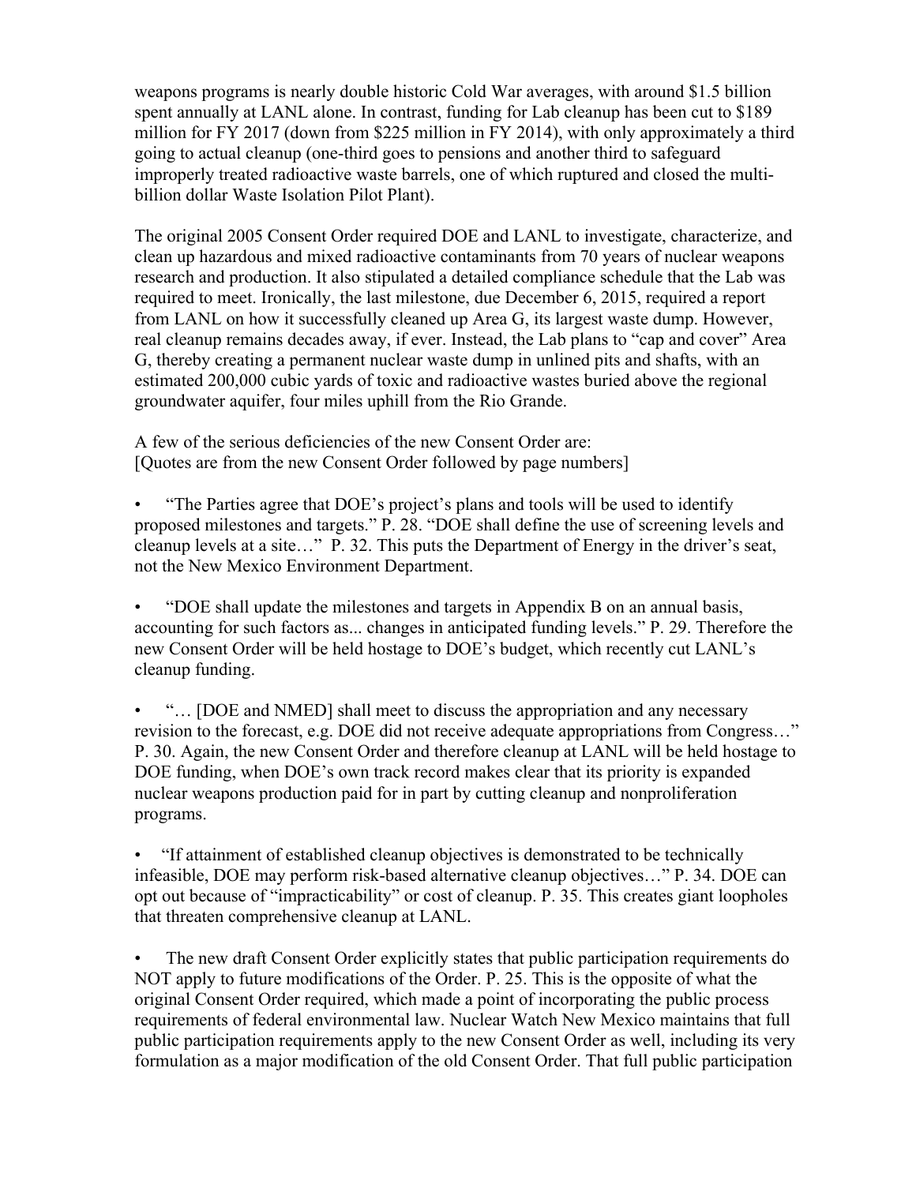weapons programs is nearly double historic Cold War averages, with around $1.5 billion spent annually at LANL alone. In contrast, funding for Lab cleanup has been cut to $189 million for FY 2017 (down from $225 million in FY 2014), with only approximately a third going to actual cleanup (one-third goes to pensions and another third to safeguard improperly treated radioactive waste barrels, one of which ruptured and closed the multi-billion dollar Waste Isolation Pilot Plant).

The original 2005 Consent Order required DOE and LANL to investigate, characterize, and clean up hazardous and mixed radioactive contaminants from 70 years of nuclear weapons research and production. It also stipulated a detailed compliance schedule that the Lab was required to meet. Ironically, the last milestone, due December 6, 2015, required a report from LANL on how it successfully cleaned up Area G, its largest waste dump. However, real cleanup remains decades away, if ever. Instead, the Lab plans to "cap and cover" Area G, thereby creating a permanent nuclear waste dump in unlined pits and shafts, with an estimated 200,000 cubic yards of toxic and radioactive wastes buried above the regional groundwater aquifer, four miles uphill from the Rio Grande.

A few of the serious deficiencies of the new Consent Order are:
[Quotes are from the new Consent Order followed by page numbers]

- "The Parties agree that DOE's project's plans and tools will be used to identify proposed milestones and targets." P. 28. "DOE shall define the use of screening levels and cleanup levels at a site…" P. 32. This puts the Department of Energy in the driver's seat, not the New Mexico Environment Department.

- "DOE shall update the milestones and targets in Appendix B on an annual basis, accounting for such factors as... changes in anticipated funding levels." P. 29. Therefore the new Consent Order will be held hostage to DOE's budget, which recently cut LANL's cleanup funding.

- "… [DOE and NMED] shall meet to discuss the appropriation and any necessary revision to the forecast, e.g. DOE did not receive adequate appropriations from Congress…" P. 30. Again, the new Consent Order and therefore cleanup at LANL will be held hostage to DOE funding, when DOE's own track record makes clear that its priority is expanded nuclear weapons production paid for in part by cutting cleanup and nonproliferation programs.

- "If attainment of established cleanup objectives is demonstrated to be technically infeasible, DOE may perform risk-based alternative cleanup objectives…" P. 34. DOE can opt out because of "impracticability" or cost of cleanup. P. 35. This creates giant loopholes that threaten comprehensive cleanup at LANL.

- The new draft Consent Order explicitly states that public participation requirements do NOT apply to future modifications of the Order. P. 25. This is the opposite of what the original Consent Order required, which made a point of incorporating the public process requirements of federal environmental law. Nuclear Watch New Mexico maintains that full public participation requirements apply to the new Consent Order as well, including its very formulation as a major modification of the old Consent Order. That full public participation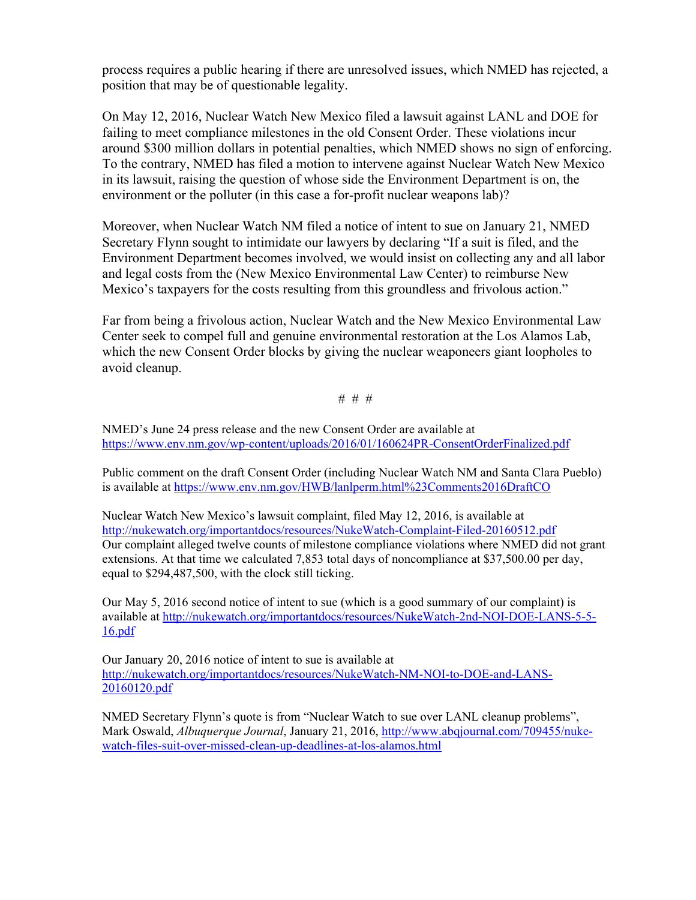process requires a public hearing if there are unresolved issues, which NMED has rejected, a position that may be of questionable legality.

On May 12, 2016, Nuclear Watch New Mexico filed a lawsuit against LANL and DOE for failing to meet compliance milestones in the old Consent Order. These violations incur around $300 million dollars in potential penalties, which NMED shows no sign of enforcing. To the contrary, NMED has filed a motion to intervene against Nuclear Watch New Mexico in its lawsuit, raising the question of whose side the Environment Department is on, the environment or the polluter (in this case a for-profit nuclear weapons lab)?

Moreover, when Nuclear Watch NM filed a notice of intent to sue on January 21, NMED Secretary Flynn sought to intimidate our lawyers by declaring "If a suit is filed, and the Environment Department becomes involved, we would insist on collecting any and all labor and legal costs from the (New Mexico Environmental Law Center) to reimburse New Mexico's taxpayers for the costs resulting from this groundless and frivolous action."

Far from being a frivolous action, Nuclear Watch and the New Mexico Environmental Law Center seek to compel full and genuine environmental restoration at the Los Alamos Lab, which the new Consent Order blocks by giving the nuclear weaponeers giant loopholes to avoid cleanup.

# # #

NMED's June 24 press release and the new Consent Order are available at https://www.env.nm.gov/wp-content/uploads/2016/01/160624PR-ConsentOrderFinalized.pdf

Public comment on the draft Consent Order (including Nuclear Watch NM and Santa Clara Pueblo) is available at https://www.env.nm.gov/HWB/lanlperm.html%23Comments2016DraftCO

Nuclear Watch New Mexico's lawsuit complaint, filed May 12, 2016, is available at http://nukewatch.org/importantdocs/resources/NukeWatch-Complaint-Filed-20160512.pdf
Our complaint alleged twelve counts of milestone compliance violations where NMED did not grant extensions. At that time we calculated 7,853 total days of noncompliance at $37,500.00 per day, equal to $294,487,500, with the clock still ticking.

Our May 5, 2016 second notice of intent to sue (which is a good summary of our complaint) is available at http://nukewatch.org/importantdocs/resources/NukeWatch-2nd-NOI-DOE-LANS-5-5-16.pdf

Our January 20, 2016 notice of intent to sue is available at http://nukewatch.org/importantdocs/resources/NukeWatch-NM-NOI-to-DOE-and-LANS-20160120.pdf

NMED Secretary Flynn's quote is from "Nuclear Watch to sue over LANL cleanup problems", Mark Oswald, *Albuquerque Journal*, January 21, 2016, http://www.abqjournal.com/709455/nuke-watch-files-suit-over-missed-clean-up-deadlines-at-los-alamos.html